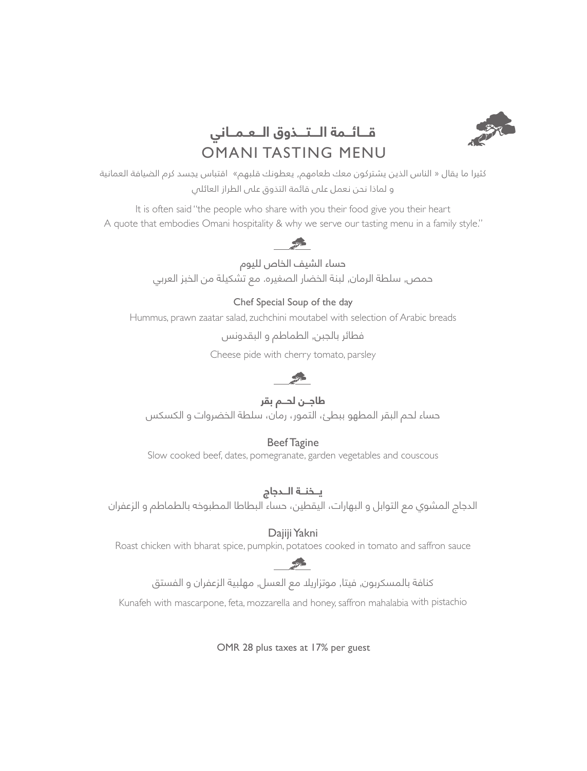# قــائـمة الــتــذوق الــعـمـاني
# OMANI TASTING MENU

كثيرا ما يقال « الناس الذين يشتركون معك طعامهم, يعطونك قلبهم» اقتباس يجسد كرم الضيافة العمانية
و لماذا نحن نعمل على قائمة التذوق على الطراز العائلي

It is often said "the people who share with you their food give you their heart
A quote that embodies Omani hospitality & why we serve our tasting menu in a family style."

حساء الشيف الخاص لليوم

حمص, سلطة الرمان, لبنة الخضار الصغيره. مع تشكيلة من الخبز العربي

Chef Special Soup of the day

Hummus, prawn zaatar salad, zuchchini moutabel with selection of Arabic breads

فطائر بالجبن, الطماطم و البقدونس

Cheese pide with cherry tomato, parsley

**طاجــن لحــم بقر**

حساء لحم البقر المطهو ببطئ، التمور، رمان، سلطة الخضروات و الكسكس

Beef Tagine

Slow cooked beef, dates, pomegranate, garden vegetables and couscous

**يــخنــة الــدجاج**

الدجاج المشوي مع التوابل و البهارات، اليقطين، حساء البطاطا المطبوخه بالطماطم و الزعفران

Dajiji Yakni

Roast chicken with bharat spice, pumpkin, potatoes cooked in tomato and saffron sauce

كنافة بالمسكربون, فيتا, موتزاريلا مع العسل, مهلبية الزعفران و الفستق

Kunafeh with mascarpone, feta, mozzarella and honey, saffron mahalabia with pistachio

OMR 28 plus taxes at 17% per guest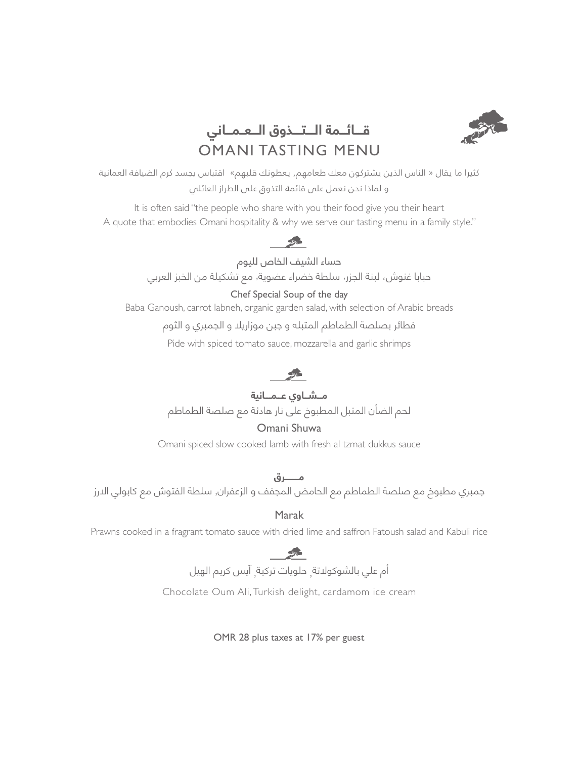# قــائــمة الــتــذوق الــعــمــاني
# OMANI TASTING MENU

كثيرا ما يقال « الناس الذين يشتركون معك طعامهم, يعطونك قلبهم» اقتباس يجسد كرم الضيافة العمانية
و لماذا نحن نعمل على قائمة التذوق على الطراز العائلي

It is often said "the people who share with you their food give you their heart
A quote that embodies Omani hospitality & why we serve our tasting menu in a family style."

حساء الشيف الخاص لليوم

حبابا غنوش، لبنة الجزر، سلطة خضراء عضوية، مع تشكيلة من الخبز العربي

Chef Special Soup of the day

Baba Ganoush, carrot labneh, organic garden salad, with selection of Arabic breads

فطائر بصلصة الطماطم المتبله و جبن موزاريلا و الجمبري و الثوم

Pide with spiced tomato sauce, mozzarella and garlic shrimps

**مـشـاوي عـمـانية**

لحم الضأن المتبل المطبوخ على نار هادئة مع صلصة الطماطم

Omani Shuwa

Omani spiced slow cooked lamb with fresh al tzmat dukkus sauce

**مـــرق**

جمبري مطبوخ مع صلصة الطماطم مع الحامض المجفف و الزعفران, سلطة الفتوش مع كابولي الارز

Marak

Prawns cooked in a fragrant tomato sauce with dried lime and saffron Fatoush salad and Kabuli rice

أم علي بالشوكولاتة, حلويات تركية, آيس كريم الهيل

Chocolate Oum Ali, Turkish delight, cardamom ice cream

OMR 28 plus taxes at 17% per guest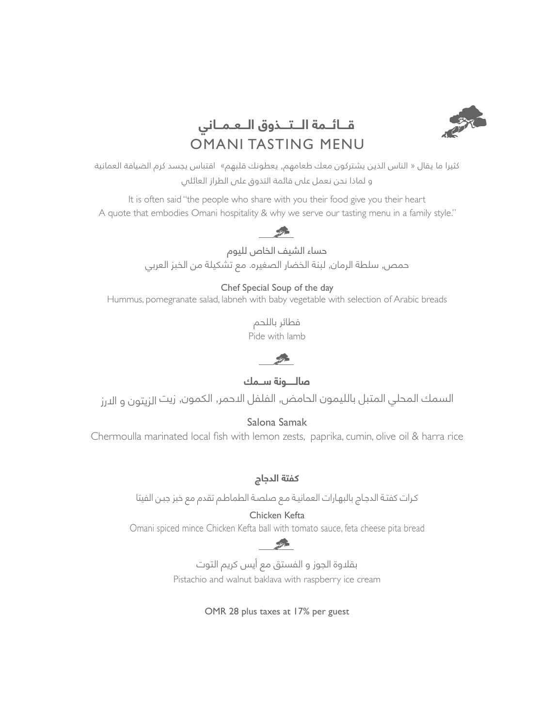# قــائــمة الــتــذوق الــعــمــاني
# OMANI TASTING MENU

كثيرا ما يقال « الناس الذين يشتركون معك طعامهم, يعطونك قلبهم» اقتباس يجسد كرم الضيافة العمانية
و لماذا نحن نعمل على قائمة التذوق على الطراز العائلي

It is often said "the people who share with you their food give you their heart
A quote that embodies Omani hospitality & why we serve our tasting menu in a family style."

حساء الشيف الخاص لليوم
حمص, سلطة الرمان, لبنة الخضار الصغيره. مع تشكيلة من الخبز العربي

Chef Special Soup of the day
Hummus, pomegranate salad, labneh with baby vegetable with selection of Arabic breads

فطائر باللحم
Pide with lamb

**صالــــونة ســمك**

السمك المحلي المتبل بالليمون الحامض, الفلفل الاحمر, الكمون, زيت الزيتون و الارز

Salona Samak
Chermoulla marinated local fish with lemon zests, paprika, cumin, olive oil & harra rice

**كفتة الدجاج**

كرات كفتة الدجاج بالبهارات العمانية مع صلصة الطماطم تقدم مع خبز جبن الفيتا

Chicken Kefta
Omani spiced mince Chicken Kefta ball with tomato sauce, feta cheese pita bread

بقلاوة الجوز و الفستق مع أيس كريم التوت
Pistachio and walnut baklava with raspberry ice cream

OMR 28 plus taxes at 17% per guest